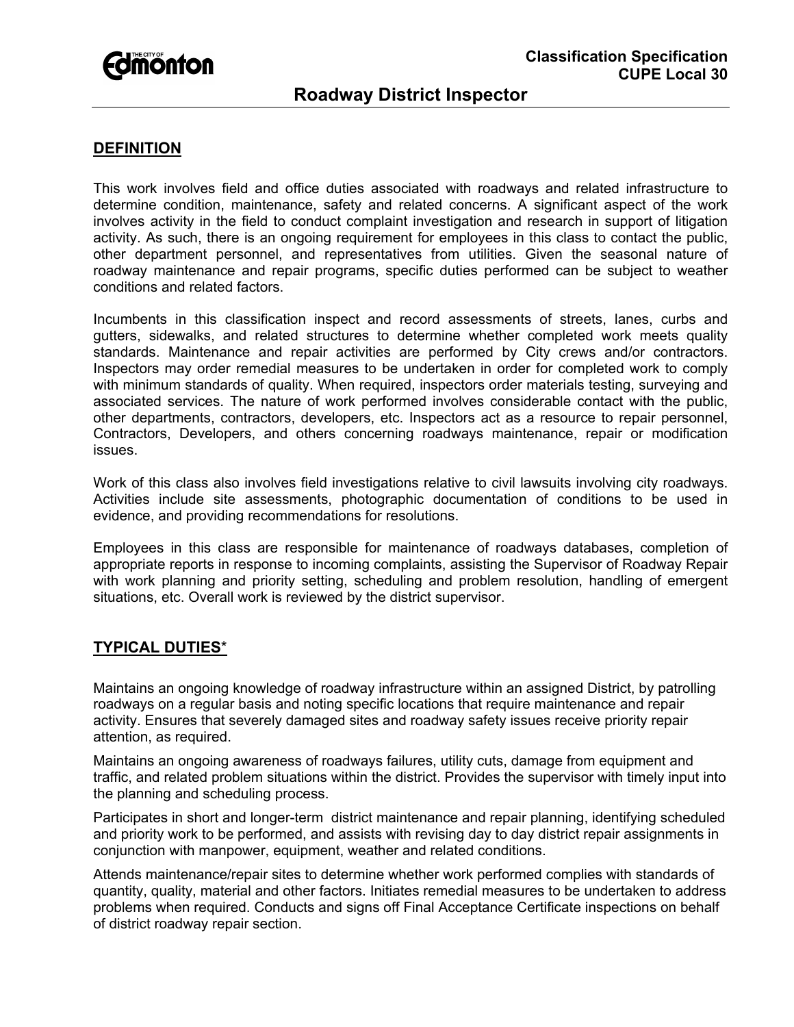Classification Specification
CUPE Local 30

# Roadway District Inspector

## DEFINITION

This work involves field and office duties associated with roadways and related infrastructure to determine condition, maintenance, safety and related concerns. A significant aspect of the work involves activity in the field to conduct complaint investigation and research in support of litigation activity. As such, there is an ongoing requirement for employees in this class to contact the public, other department personnel, and representatives from utilities. Given the seasonal nature of roadway maintenance and repair programs, specific duties performed can be subject to weather conditions and related factors.

Incumbents in this classification inspect and record assessments of streets, lanes, curbs and gutters, sidewalks, and related structures to determine whether completed work meets quality standards. Maintenance and repair activities are performed by City crews and/or contractors. Inspectors may order remedial measures to be undertaken in order for completed work to comply with minimum standards of quality. When required, inspectors order materials testing, surveying and associated services. The nature of work performed involves considerable contact with the public, other departments, contractors, developers, etc. Inspectors act as a resource to repair personnel, Contractors, Developers, and others concerning roadways maintenance, repair or modification issues.

Work of this class also involves field investigations relative to civil lawsuits involving city roadways. Activities include site assessments, photographic documentation of conditions to be used in evidence, and providing recommendations for resolutions.

Employees in this class are responsible for maintenance of roadways databases, completion of appropriate reports in response to incoming complaints, assisting the Supervisor of Roadway Repair with work planning and priority setting, scheduling and problem resolution, handling of emergent situations, etc. Overall work is reviewed by the district supervisor.

## TYPICAL DUTIES*

Maintains an ongoing knowledge of roadway infrastructure within an assigned District, by patrolling roadways on a regular basis and noting specific locations that require maintenance and repair activity. Ensures that severely damaged sites and roadway safety issues receive priority repair attention, as required.

Maintains an ongoing awareness of roadways failures, utility cuts, damage from equipment and traffic, and related problem situations within the district. Provides the supervisor with timely input into the planning and scheduling process.

Participates in short and longer-term district maintenance and repair planning, identifying scheduled and priority work to be performed, and assists with revising day to day district repair assignments in conjunction with manpower, equipment, weather and related conditions.

Attends maintenance/repair sites to determine whether work performed complies with standards of quantity, quality, material and other factors. Initiates remedial measures to be undertaken to address problems when required. Conducts and signs off Final Acceptance Certificate inspections on behalf of district roadway repair section.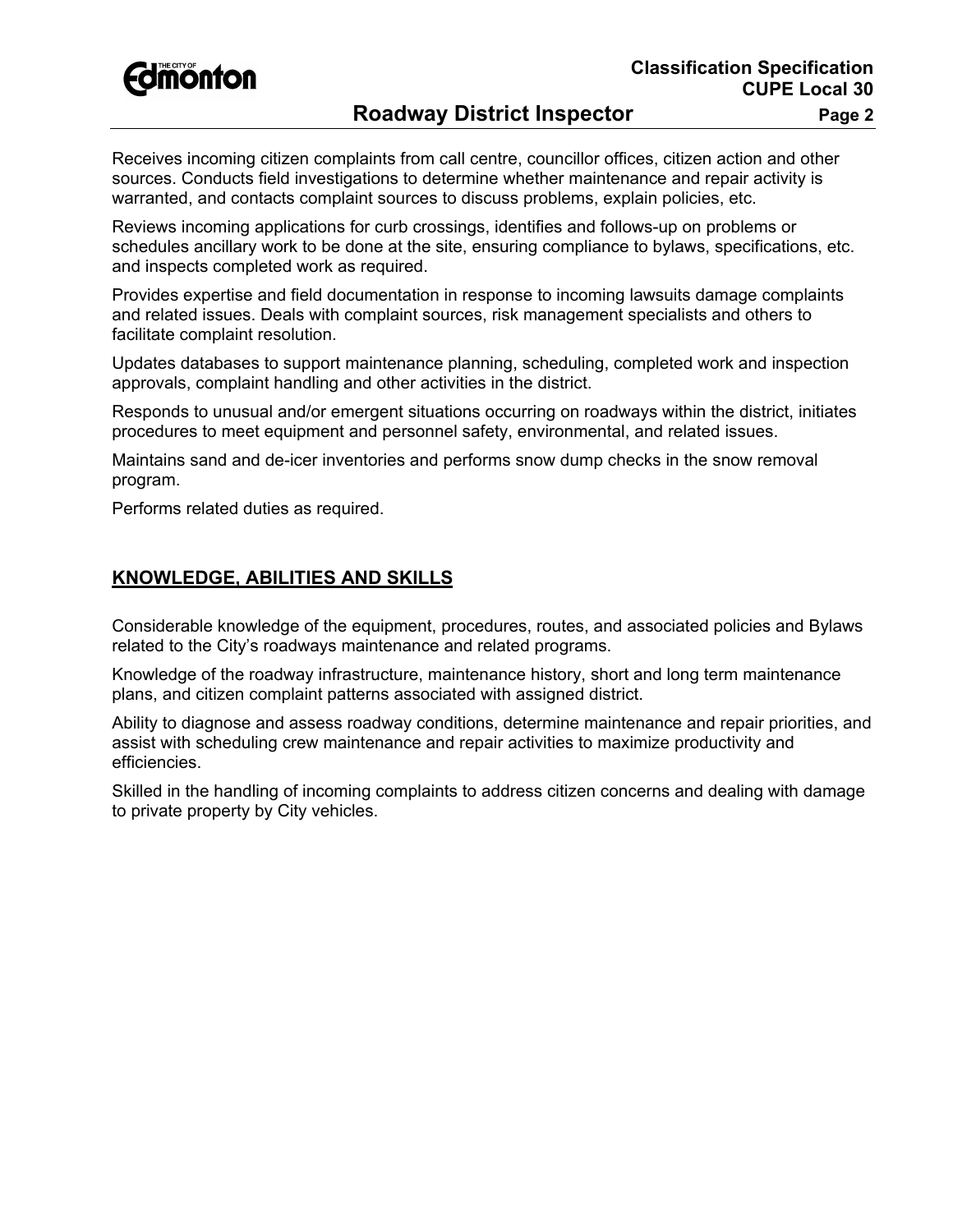Receives incoming citizen complaints from call centre, councillor offices, citizen action and other sources. Conducts field investigations to determine whether maintenance and repair activity is warranted, and contacts complaint sources to discuss problems, explain policies, etc.

Reviews incoming applications for curb crossings, identifies and follows-up on problems or schedules ancillary work to be done at the site, ensuring compliance to bylaws, specifications, etc. and inspects completed work as required.

Provides expertise and field documentation in response to incoming lawsuits damage complaints and related issues. Deals with complaint sources, risk management specialists and others to facilitate complaint resolution.

Updates databases to support maintenance planning, scheduling, completed work and inspection approvals, complaint handling and other activities in the district.

Responds to unusual and/or emergent situations occurring on roadways within the district, initiates procedures to meet equipment and personnel safety, environmental, and related issues.

Maintains sand and de-icer inventories and performs snow dump checks in the snow removal program.

Performs related duties as required.

## KNOWLEDGE, ABILITIES AND SKILLS

Considerable knowledge of the equipment, procedures, routes, and associated policies and Bylaws related to the City's roadways maintenance and related programs.

Knowledge of the roadway infrastructure, maintenance history, short and long term maintenance plans, and citizen complaint patterns associated with assigned district.

Ability to diagnose and assess roadway conditions, determine maintenance and repair priorities, and assist with scheduling crew maintenance and repair activities to maximize productivity and efficiencies.

Skilled in the handling of incoming complaints to address citizen concerns and dealing with damage to private property by City vehicles.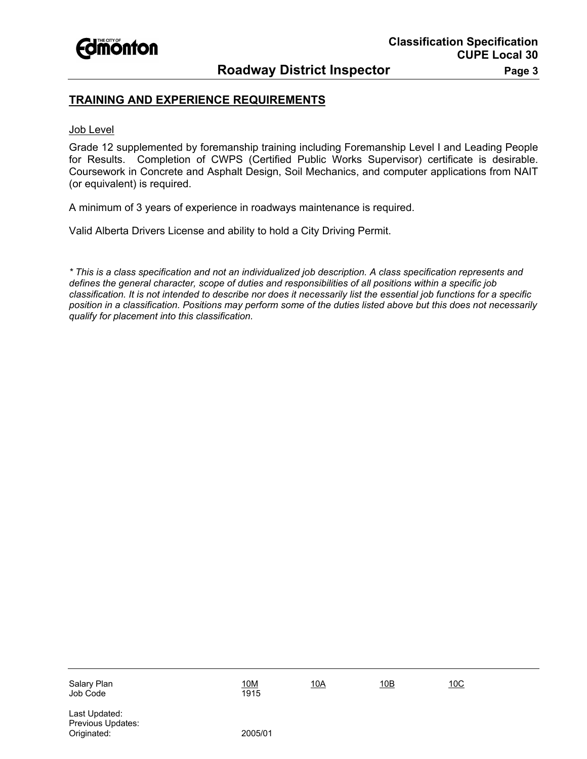## TRAINING AND EXPERIENCE REQUIREMENTS

Job Level

Grade 12 supplemented by foremanship training including Foremanship Level I and Leading People for Results. Completion of CWPS (Certified Public Works Supervisor) certificate is desirable. Coursework in Concrete and Asphalt Design, Soil Mechanics, and computer applications from NAIT (or equivalent) is required.

A minimum of 3 years of experience in roadways maintenance is required.

Valid Alberta Drivers License and ability to hold a City Driving Permit.

*\* This is a class specification and not an individualized job description. A class specification represents and defines the general character, scope of duties and responsibilities of all positions within a specific job classification. It is not intended to describe nor does it necessarily list the essential job functions for a specific position in a classification. Positions may perform some of the duties listed above but this does not necessarily qualify for placement into this classification.*

| | | | | |
|---|---|---|---|---|
| Salary Plan | 10M | 10A | 10B | 10C |
| Job Code | 1915 | | | |

Last Updated:
Previous Updates:
Originated: 2005/01